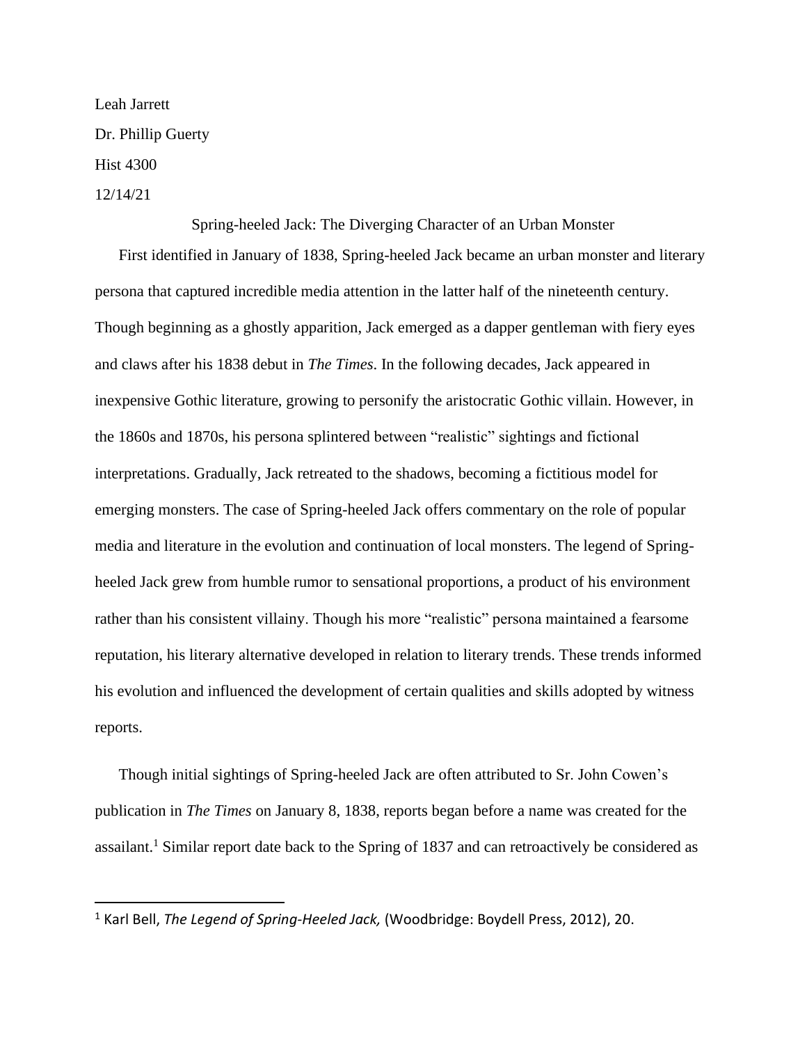Leah Jarrett

Dr. Phillip Guerty

Hist 4300

12/14/21

## Spring-heeled Jack: The Diverging Character of an Urban Monster

First identified in January of 1838, Spring-heeled Jack became an urban monster and literary persona that captured incredible media attention in the latter half of the nineteenth century. Though beginning as a ghostly apparition, Jack emerged as a dapper gentleman with fiery eyes and claws after his 1838 debut in *The Times*. In the following decades, Jack appeared in inexpensive Gothic literature, growing to personify the aristocratic Gothic villain. However, in the 1860s and 1870s, his persona splintered between "realistic" sightings and fictional interpretations. Gradually, Jack retreated to the shadows, becoming a fictitious model for emerging monsters. The case of Spring-heeled Jack offers commentary on the role of popular media and literature in the evolution and continuation of local monsters. The legend of Spring-heeled Jack grew from humble rumor to sensational proportions, a product of his environment rather than his consistent villainy. Though his more "realistic" persona maintained a fearsome reputation, his literary alternative developed in relation to literary trends. These trends informed his evolution and influenced the development of certain qualities and skills adopted by witness reports.

Though initial sightings of Spring-heeled Jack are often attributed to Sr. John Cowen's publication in *The Times* on January 8, 1838, reports began before a name was created for the assailant.[1] Similar report date back to the Spring of 1837 and can retroactively be considered as

---

[1] Karl Bell, *The Legend of Spring-Heeled Jack,* (Woodbridge: Boydell Press, 2012), 20.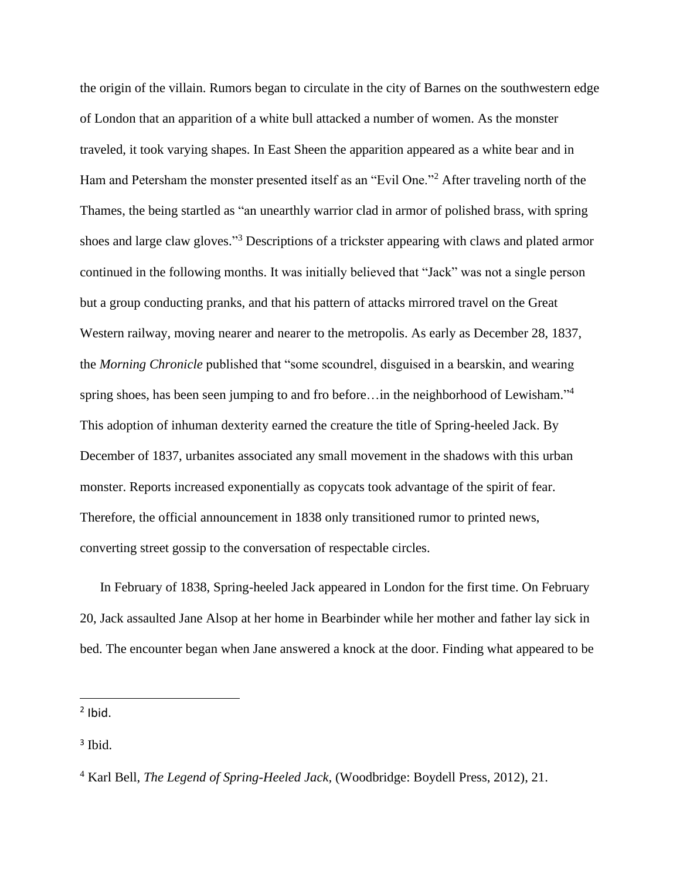the origin of the villain. Rumors began to circulate in the city of Barnes on the southwestern edge of London that an apparition of a white bull attacked a number of women. As the monster traveled, it took varying shapes. In East Sheen the apparition appeared as a white bear and in Ham and Petersham the monster presented itself as an "Evil One."[2] After traveling north of the Thames, the being startled as "an unearthly warrior clad in armor of polished brass, with spring shoes and large claw gloves."[3] Descriptions of a trickster appearing with claws and plated armor continued in the following months. It was initially believed that "Jack" was not a single person but a group conducting pranks, and that his pattern of attacks mirrored travel on the Great Western railway, moving nearer and nearer to the metropolis. As early as December 28, 1837, the *Morning Chronicle* published that "some scoundrel, disguised in a bearskin, and wearing spring shoes, has been seen jumping to and fro before…in the neighborhood of Lewisham."[4] This adoption of inhuman dexterity earned the creature the title of Spring-heeled Jack. By December of 1837, urbanites associated any small movement in the shadows with this urban monster. Reports increased exponentially as copycats took advantage of the spirit of fear. Therefore, the official announcement in 1838 only transitioned rumor to printed news, converting street gossip to the conversation of respectable circles.

In February of 1838, Spring-heeled Jack appeared in London for the first time. On February 20, Jack assaulted Jane Alsop at her home in Bearbinder while her mother and father lay sick in bed. The encounter began when Jane answered a knock at the door. Finding what appeared to be

---

[2] Ibid.

[3] Ibid.

[4] Karl Bell, *The Legend of Spring-Heeled Jack,* (Woodbridge: Boydell Press, 2012), 21.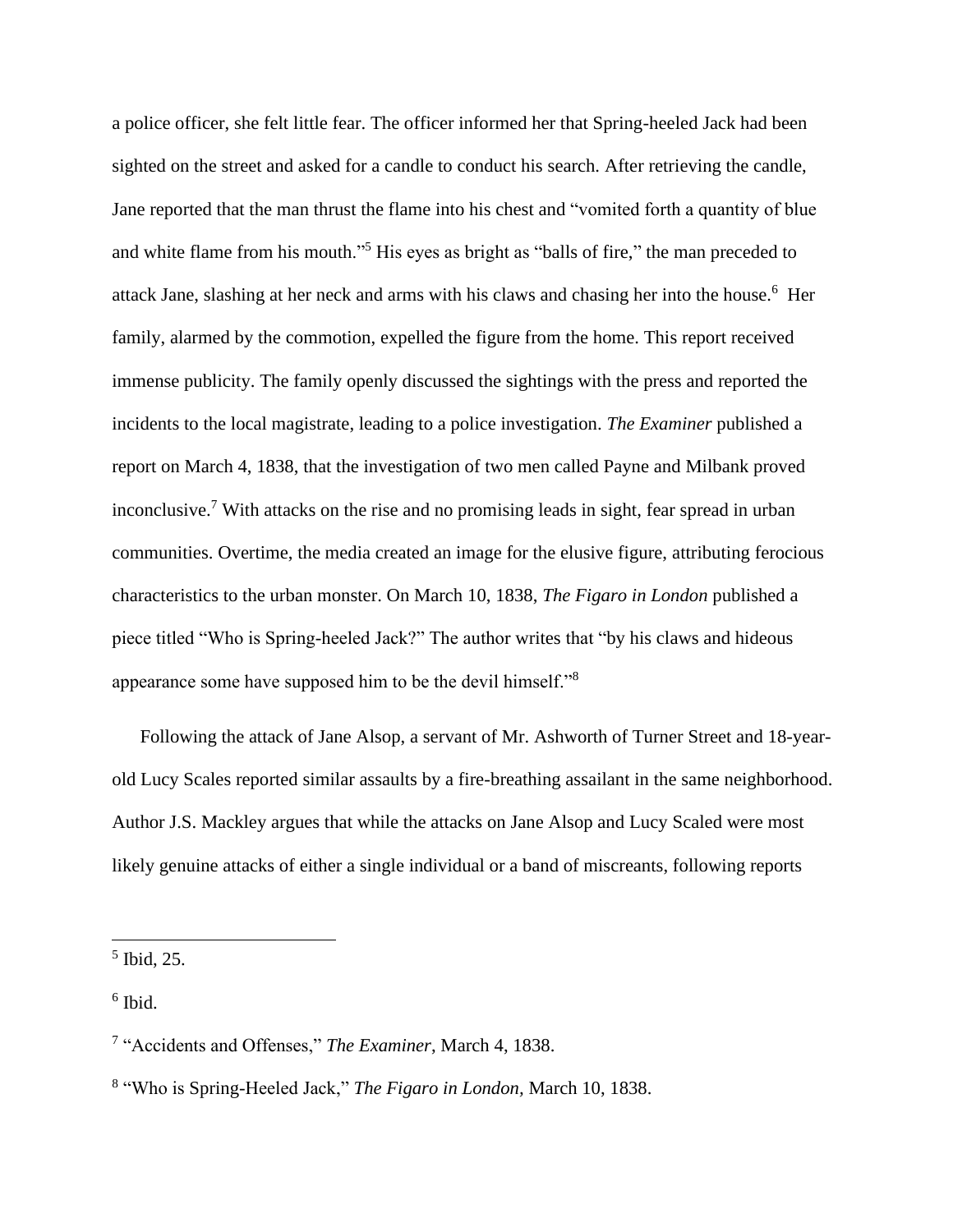a police officer, she felt little fear. The officer informed her that Spring-heeled Jack had been sighted on the street and asked for a candle to conduct his search. After retrieving the candle, Jane reported that the man thrust the flame into his chest and "vomited forth a quantity of blue and white flame from his mouth."[5] His eyes as bright as "balls of fire," the man preceded to attack Jane, slashing at her neck and arms with his claws and chasing her into the house.[6] Her family, alarmed by the commotion, expelled the figure from the home. This report received immense publicity. The family openly discussed the sightings with the press and reported the incidents to the local magistrate, leading to a police investigation. *The Examiner* published a report on March 4, 1838, that the investigation of two men called Payne and Milbank proved inconclusive.[7] With attacks on the rise and no promising leads in sight, fear spread in urban communities. Overtime, the media created an image for the elusive figure, attributing ferocious characteristics to the urban monster. On March 10, 1838, *The Figaro in London* published a piece titled "Who is Spring-heeled Jack?" The author writes that "by his claws and hideous appearance some have supposed him to be the devil himself."[8]

Following the attack of Jane Alsop, a servant of Mr. Ashworth of Turner Street and 18-year-old Lucy Scales reported similar assaults by a fire-breathing assailant in the same neighborhood. Author J.S. Mackley argues that while the attacks on Jane Alsop and Lucy Scaled were most likely genuine attacks of either a single individual or a band of miscreants, following reports

---

[5] Ibid, 25.

[6] Ibid.

[7] "Accidents and Offenses," *The Examiner*, March 4, 1838.

[8] "Who is Spring-Heeled Jack," *The Figaro in London*, March 10, 1838.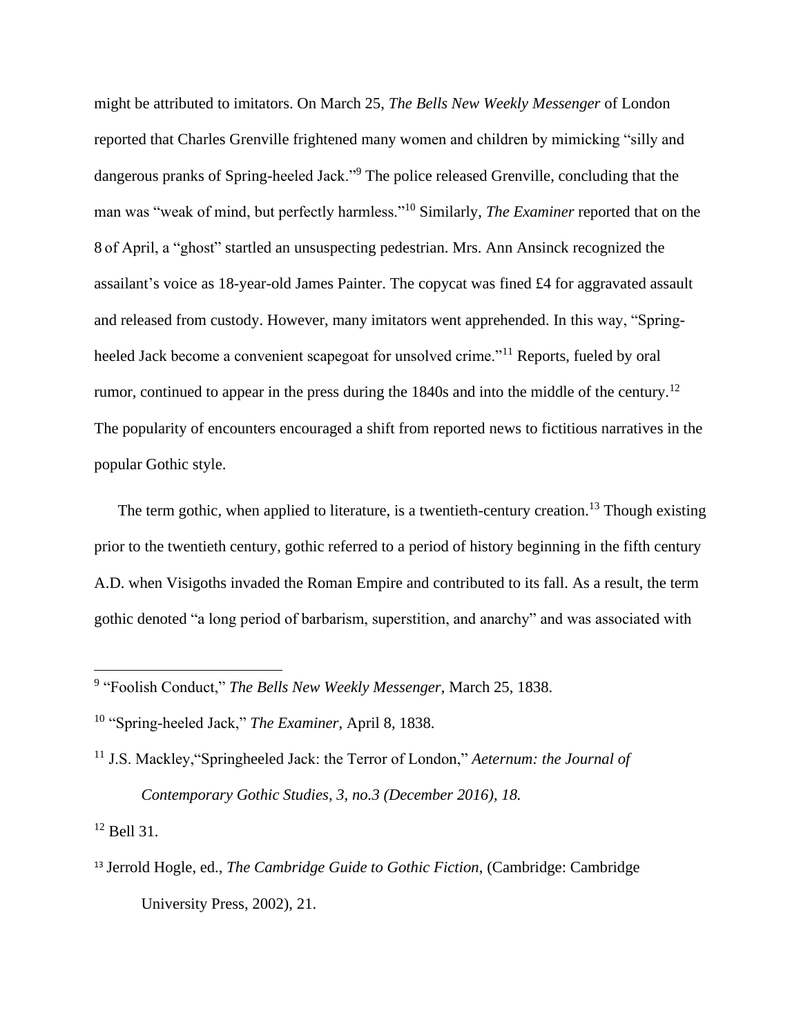might be attributed to imitators. On March 25, *The Bells New Weekly Messenger* of London reported that Charles Grenville frightened many women and children by mimicking "silly and dangerous pranks of Spring-heeled Jack."[9] The police released Grenville, concluding that the man was "weak of mind, but perfectly harmless."[10] Similarly, *The Examiner* reported that on the 8 of April, a "ghost" startled an unsuspecting pedestrian. Mrs. Ann Ansinck recognized the assailant's voice as 18-year-old James Painter. The copycat was fined £4 for aggravated assault and released from custody. However, many imitators went apprehended. In this way, "Spring-heeled Jack become a convenient scapegoat for unsolved crime."[11] Reports, fueled by oral rumor, continued to appear in the press during the 1840s and into the middle of the century.[12] The popularity of encounters encouraged a shift from reported news to fictitious narratives in the popular Gothic style.

The term gothic, when applied to literature, is a twentieth-century creation.[13] Though existing prior to the twentieth century, gothic referred to a period of history beginning in the fifth century A.D. when Visigoths invaded the Roman Empire and contributed to its fall. As a result, the term gothic denoted "a long period of barbarism, superstition, and anarchy" and was associated with

---

[9] "Foolish Conduct," *The Bells New Weekly Messenger*, March 25, 1838.

[10] "Spring-heeled Jack," *The Examiner*, April 8, 1838.

[11] J.S. Mackley,"Springheeled Jack: the Terror of London," *Aeternum: the Journal of Contemporary Gothic Studies, 3, no.3 (December 2016), 18.*

[12] Bell 31.

[13] Jerrold Hogle, ed., *The Cambridge Guide to Gothic Fiction*, (Cambridge: Cambridge University Press, 2002), 21.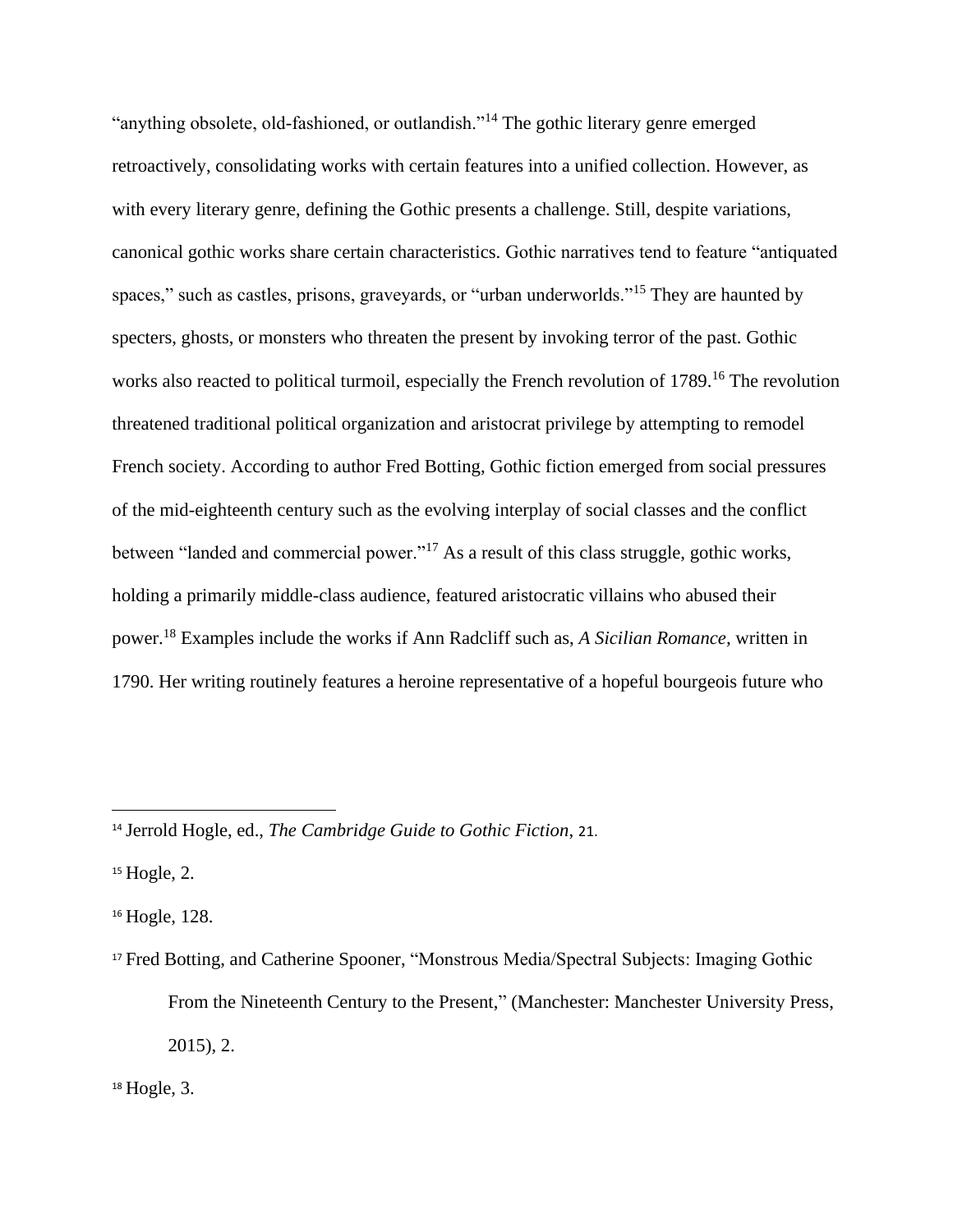"anything obsolete, old-fashioned, or outlandish."[14] The gothic literary genre emerged retroactively, consolidating works with certain features into a unified collection. However, as with every literary genre, defining the Gothic presents a challenge. Still, despite variations, canonical gothic works share certain characteristics. Gothic narratives tend to feature "antiquated spaces," such as castles, prisons, graveyards, or "urban underworlds."[15] They are haunted by specters, ghosts, or monsters who threaten the present by invoking terror of the past. Gothic works also reacted to political turmoil, especially the French revolution of 1789.[16] The revolution threatened traditional political organization and aristocrat privilege by attempting to remodel French society. According to author Fred Botting, Gothic fiction emerged from social pressures of the mid-eighteenth century such as the evolving interplay of social classes and the conflict between "landed and commercial power."[17] As a result of this class struggle, gothic works, holding a primarily middle-class audience, featured aristocratic villains who abused their power.[18] Examples include the works if Ann Radcliff such as, *A Sicilian Romance,* written in 1790. Her writing routinely features a heroine representative of a hopeful bourgeois future who

---

[14] Jerrold Hogle, ed., *The Cambridge Guide to Gothic Fiction*, 21.

[15] Hogle, 2.

[16] Hogle, 128.

[17] Fred Botting, and Catherine Spooner, "Monstrous Media/Spectral Subjects: Imaging Gothic From the Nineteenth Century to the Present," (Manchester: Manchester University Press, 2015), 2.

[18] Hogle, 3.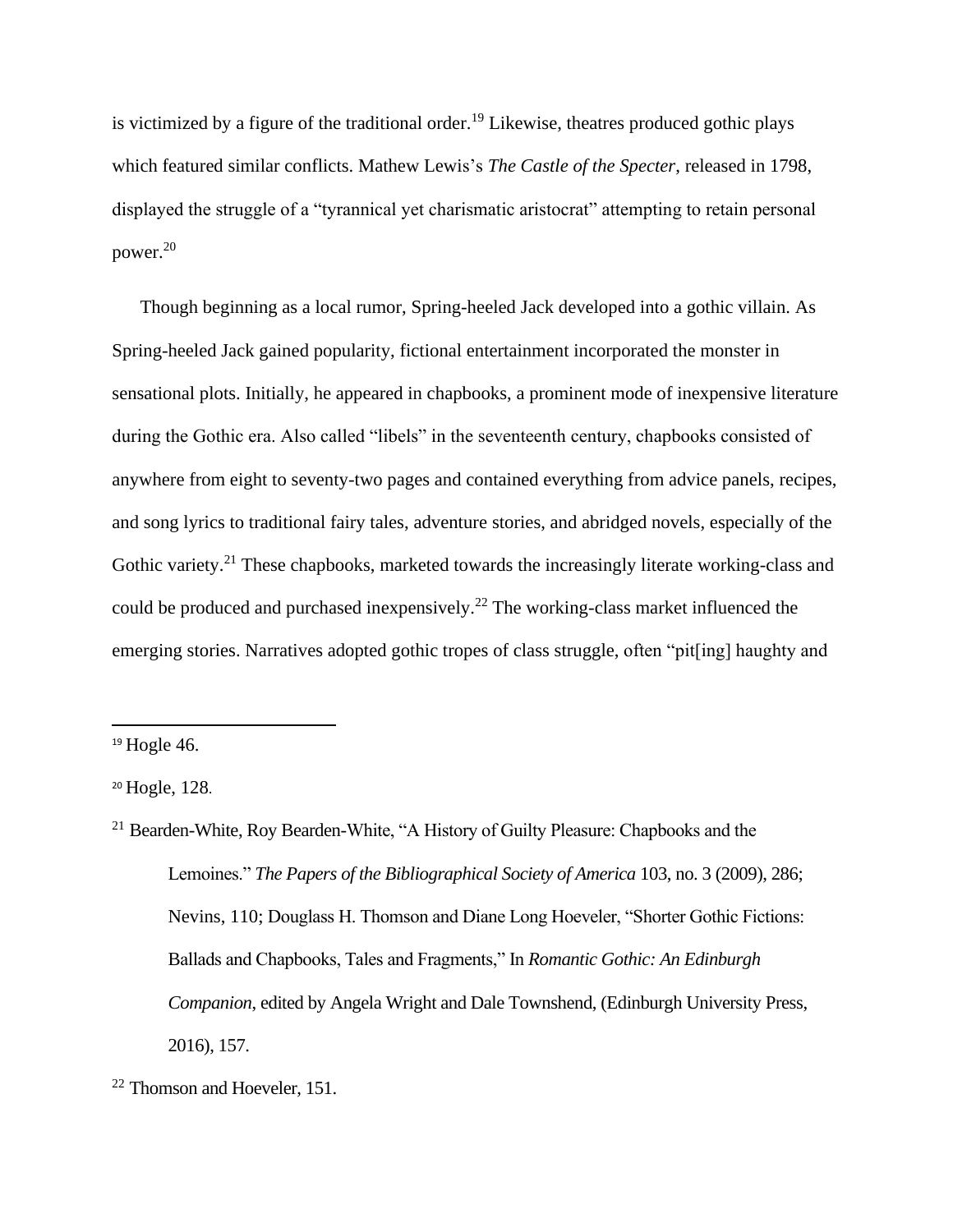is victimized by a figure of the traditional order.[19] Likewise, theatres produced gothic plays which featured similar conflicts. Mathew Lewis's *The Castle of the Specter*, released in 1798, displayed the struggle of a "tyrannical yet charismatic aristocrat" attempting to retain personal power.[20]

Though beginning as a local rumor, Spring-heeled Jack developed into a gothic villain. As Spring-heeled Jack gained popularity, fictional entertainment incorporated the monster in sensational plots. Initially, he appeared in chapbooks, a prominent mode of inexpensive literature during the Gothic era. Also called "libels" in the seventeenth century, chapbooks consisted of anywhere from eight to seventy-two pages and contained everything from advice panels, recipes, and song lyrics to traditional fairy tales, adventure stories, and abridged novels, especially of the Gothic variety.[21] These chapbooks, marketed towards the increasingly literate working-class and could be produced and purchased inexpensively.[22] The working-class market influenced the emerging stories. Narratives adopted gothic tropes of class struggle, often "pit[ing] haughty and

---

[19] Hogle 46.

[20] Hogle, 128.

[21] Bearden-White, Roy Bearden-White, "A History of Guilty Pleasure: Chapbooks and the Lemoines." *The Papers of the Bibliographical Society of America* 103, no. 3 (2009), 286; Nevins, 110; Douglass H. Thomson and Diane Long Hoeveler, "Shorter Gothic Fictions: Ballads and Chapbooks, Tales and Fragments," In *Romantic Gothic: An Edinburgh Companion*, edited by Angela Wright and Dale Townshend, (Edinburgh University Press, 2016), 157.

[22] Thomson and Hoeveler, 151.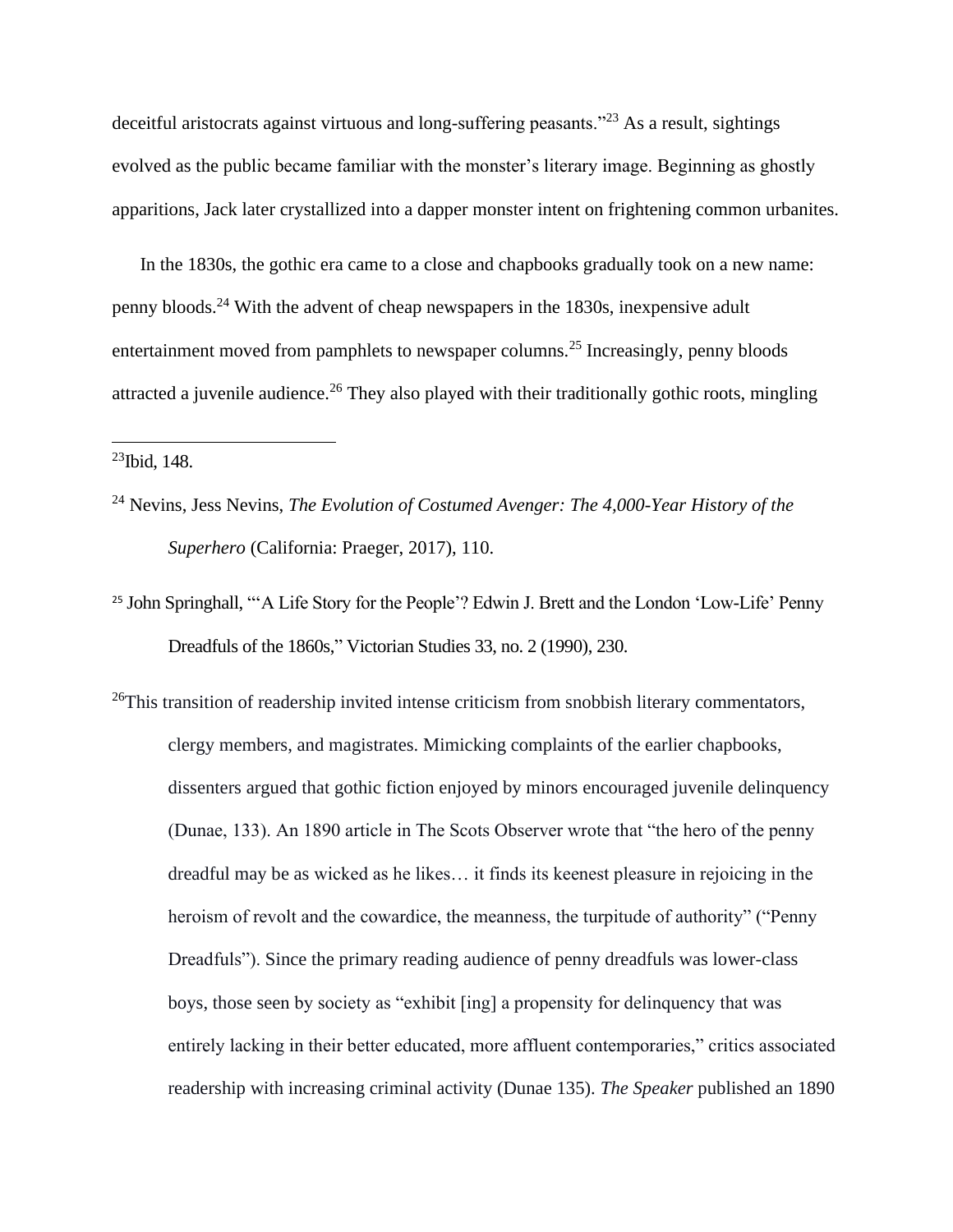deceitful aristocrats against virtuous and long-suffering peasants."[23] As a result, sightings evolved as the public became familiar with the monster's literary image. Beginning as ghostly apparitions, Jack later crystallized into a dapper monster intent on frightening common urbanites.

In the 1830s, the gothic era came to a close and chapbooks gradually took on a new name: penny bloods.[24] With the advent of cheap newspapers in the 1830s, inexpensive adult entertainment moved from pamphlets to newspaper columns.[25] Increasingly, penny bloods attracted a juvenile audience.[26] They also played with their traditionally gothic roots, mingling

---

[23] Ibid, 148.

[24] Nevins, Jess Nevins, *The Evolution of Costumed Avenger: The 4,000-Year History of the Superhero* (California: Praeger, 2017), 110.

[25] John Springhall, "'A Life Story for the People'? Edwin J. Brett and the London 'Low-Life' Penny Dreadfuls of the 1860s," Victorian Studies 33, no. 2 (1990), 230.

[26] This transition of readership invited intense criticism from snobbish literary commentators, clergy members, and magistrates. Mimicking complaints of the earlier chapbooks, dissenters argued that gothic fiction enjoyed by minors encouraged juvenile delinquency (Dunae, 133). An 1890 article in The Scots Observer wrote that "the hero of the penny dreadful may be as wicked as he likes… it finds its keenest pleasure in rejoicing in the heroism of revolt and the cowardice, the meanness, the turpitude of authority" ("Penny Dreadfuls"). Since the primary reading audience of penny dreadfuls was lower-class boys, those seen by society as "exhibit [ing] a propensity for delinquency that was entirely lacking in their better educated, more affluent contemporaries," critics associated readership with increasing criminal activity (Dunae 135). *The Speaker* published an 1890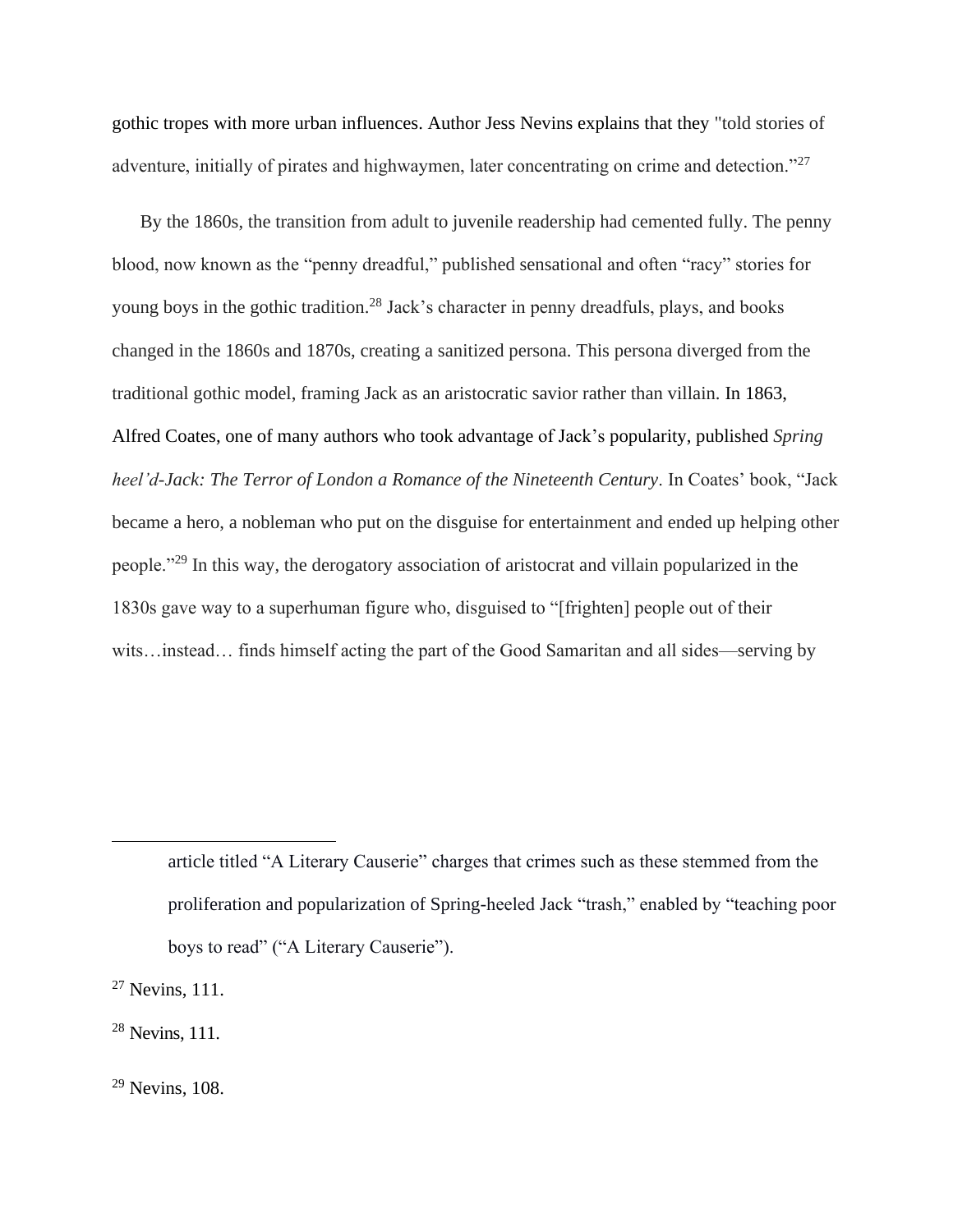gothic tropes with more urban influences. Author Jess Nevins explains that they "told stories of adventure, initially of pirates and highwaymen, later concentrating on crime and detection."[27]

By the 1860s, the transition from adult to juvenile readership had cemented fully. The penny blood, now known as the "penny dreadful," published sensational and often "racy" stories for young boys in the gothic tradition.[28] Jack's character in penny dreadfuls, plays, and books changed in the 1860s and 1870s, creating a sanitized persona. This persona diverged from the traditional gothic model, framing Jack as an aristocratic savior rather than villain. In 1863, Alfred Coates, one of many authors who took advantage of Jack's popularity, published *Spring heel'd-Jack: The Terror of London a Romance of the Nineteenth Century*. In Coates' book, "Jack became a hero, a nobleman who put on the disguise for entertainment and ended up helping other people."[29] In this way, the derogatory association of aristocrat and villain popularized in the 1830s gave way to a superhuman figure who, disguised to "[frighten] people out of their wits…instead… finds himself acting the part of the Good Samaritan and all sides—serving by

---

article titled "A Literary Causerie" charges that crimes such as these stemmed from the proliferation and popularization of Spring-heeled Jack "trash," enabled by "teaching poor boys to read" ("A Literary Causerie").

[27] Nevins, 111.

[28] Nevins, 111.

[29] Nevins, 108.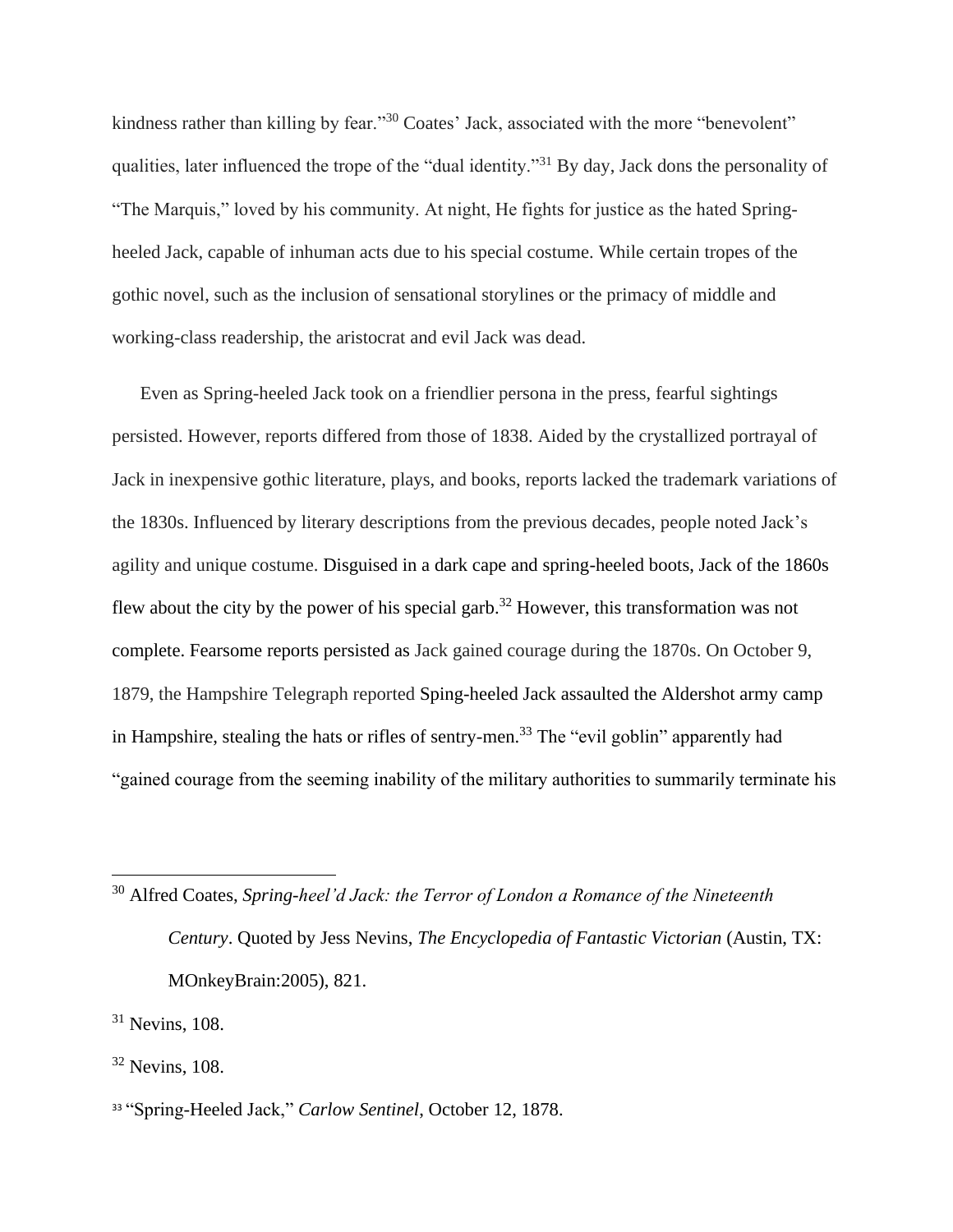kindness rather than killing by fear."[30] Coates' Jack, associated with the more "benevolent" qualities, later influenced the trope of the "dual identity."[31] By day, Jack dons the personality of "The Marquis," loved by his community. At night, He fights for justice as the hated Spring-heeled Jack, capable of inhuman acts due to his special costume. While certain tropes of the gothic novel, such as the inclusion of sensational storylines or the primacy of middle and working-class readership, the aristocrat and evil Jack was dead.

Even as Spring-heeled Jack took on a friendlier persona in the press, fearful sightings persisted. However, reports differed from those of 1838. Aided by the crystallized portrayal of Jack in inexpensive gothic literature, plays, and books, reports lacked the trademark variations of the 1830s. Influenced by literary descriptions from the previous decades, people noted Jack's agility and unique costume. Disguised in a dark cape and spring-heeled boots, Jack of the 1860s flew about the city by the power of his special garb.[32] However, this transformation was not complete. Fearsome reports persisted as Jack gained courage during the 1870s. On October 9, 1879, the Hampshire Telegraph reported Sping-heeled Jack assaulted the Aldershot army camp in Hampshire, stealing the hats or rifles of sentry-men.[33] The "evil goblin" apparently had "gained courage from the seeming inability of the military authorities to summarily terminate his

---

[30] Alfred Coates, *Spring-heel'd Jack: the Terror of London a Romance of the Nineteenth Century*. Quoted by Jess Nevins, *The Encyclopedia of Fantastic Victorian* (Austin, TX: MOnkeyBrain:2005), 821.

[31] Nevins, 108.

[32] Nevins, 108.

[33] "Spring-Heeled Jack," *Carlow Sentinel*, October 12, 1878.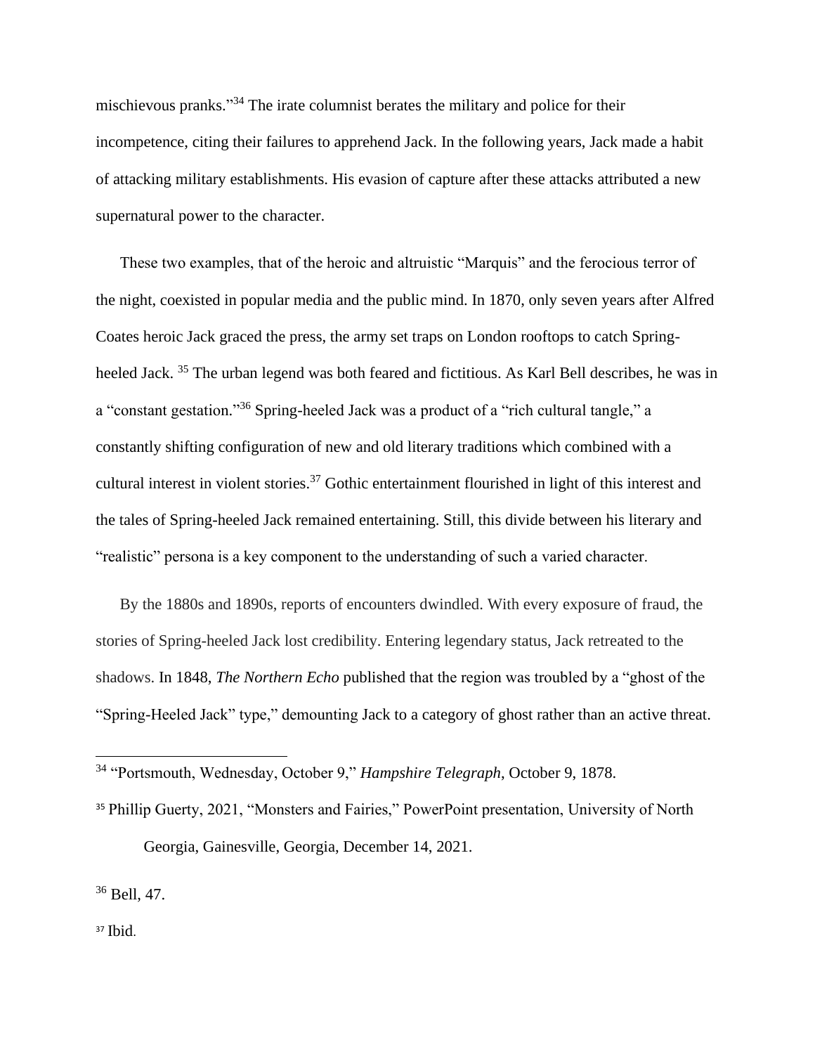mischievous pranks."[34] The irate columnist berates the military and police for their incompetence, citing their failures to apprehend Jack. In the following years, Jack made a habit of attacking military establishments. His evasion of capture after these attacks attributed a new supernatural power to the character.

These two examples, that of the heroic and altruistic "Marquis" and the ferocious terror of the night, coexisted in popular media and the public mind. In 1870, only seven years after Alfred Coates heroic Jack graced the press, the army set traps on London rooftops to catch Spring-heeled Jack. [35] The urban legend was both feared and fictitious. As Karl Bell describes, he was in a "constant gestation."[36] Spring-heeled Jack was a product of a "rich cultural tangle," a constantly shifting configuration of new and old literary traditions which combined with a cultural interest in violent stories.[37] Gothic entertainment flourished in light of this interest and the tales of Spring-heeled Jack remained entertaining. Still, this divide between his literary and "realistic" persona is a key component to the understanding of such a varied character.

By the 1880s and 1890s, reports of encounters dwindled. With every exposure of fraud, the stories of Spring-heeled Jack lost credibility. Entering legendary status, Jack retreated to the shadows. In 1848, *The Northern Echo* published that the region was troubled by a "ghost of the "Spring-Heeled Jack" type," demounting Jack to a category of ghost rather than an active threat.

---

[34] "Portsmouth, Wednesday, October 9," *Hampshire Telegraph*, October 9, 1878.

[35] Phillip Guerty, 2021, "Monsters and Fairies," PowerPoint presentation, University of North Georgia, Gainesville, Georgia, December 14, 2021.

[36] Bell, 47.

[37] Ibid.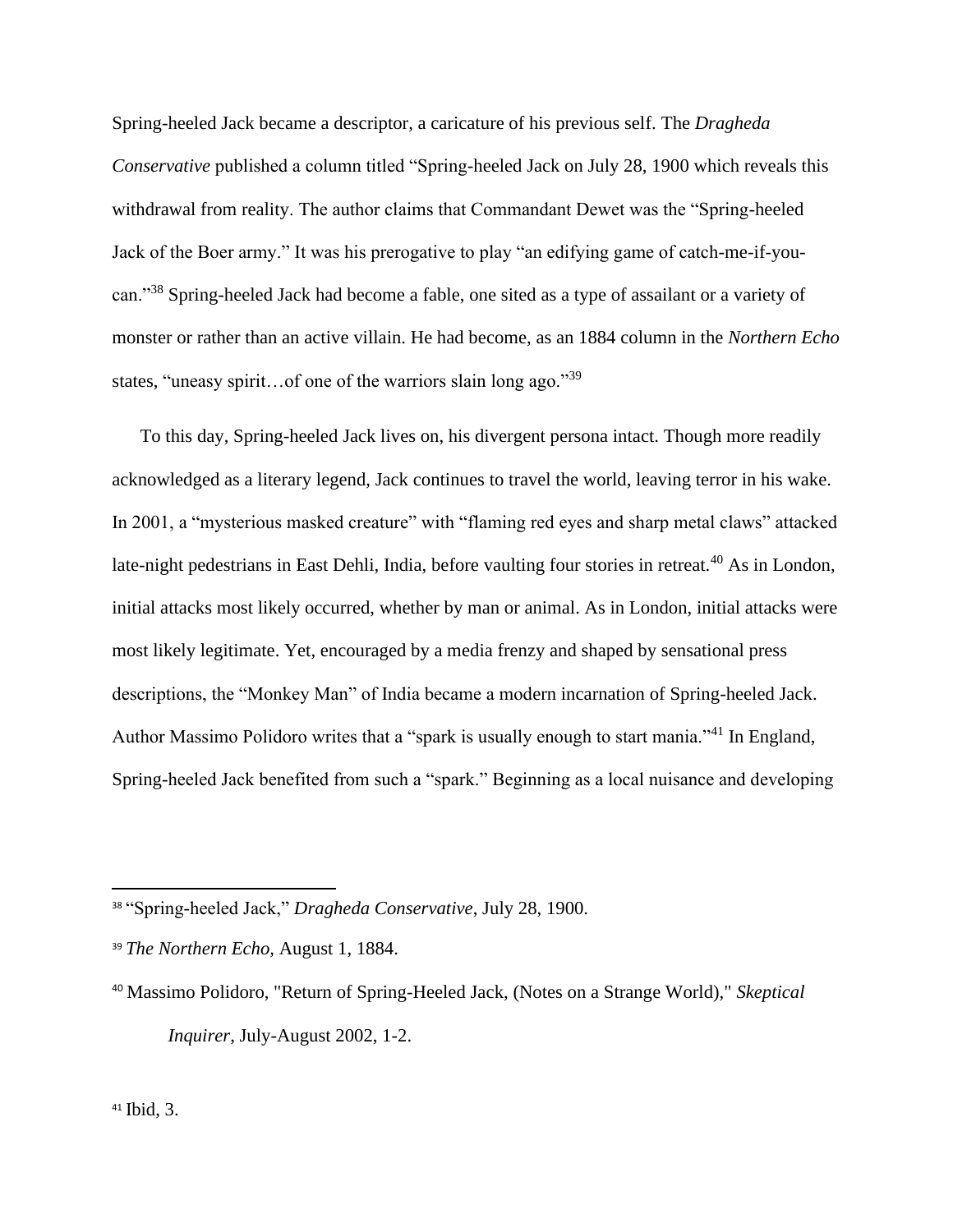Spring-heeled Jack became a descriptor, a caricature of his previous self. The *Dragheda Conservative* published a column titled "Spring-heeled Jack on July 28, 1900 which reveals this withdrawal from reality. The author claims that Commandant Dewet was the "Spring-heeled Jack of the Boer army." It was his prerogative to play "an edifying game of catch-me-if-you-can."[38] Spring-heeled Jack had become a fable, one sited as a type of assailant or a variety of monster or rather than an active villain. He had become, as an 1884 column in the *Northern Echo* states, "uneasy spirit…of one of the warriors slain long ago."[39]

To this day, Spring-heeled Jack lives on, his divergent persona intact. Though more readily acknowledged as a literary legend, Jack continues to travel the world, leaving terror in his wake. In 2001, a "mysterious masked creature" with "flaming red eyes and sharp metal claws" attacked late-night pedestrians in East Dehli, India, before vaulting four stories in retreat.[40] As in London, initial attacks most likely occurred, whether by man or animal. As in London, initial attacks were most likely legitimate. Yet, encouraged by a media frenzy and shaped by sensational press descriptions, the "Monkey Man" of India became a modern incarnation of Spring-heeled Jack. Author Massimo Polidoro writes that a "spark is usually enough to start mania."[41] In England, Spring-heeled Jack benefited from such a "spark." Beginning as a local nuisance and developing

---

[38] "Spring-heeled Jack," *Dragheda Conservative*, July 28, 1900.

[39] *The Northern Echo*, August 1, 1884.

[40] Massimo Polidoro, "Return of Spring-Heeled Jack, (Notes on a Strange World)," *Skeptical Inquirer*, July-August 2002, 1-2.

[41] Ibid, 3.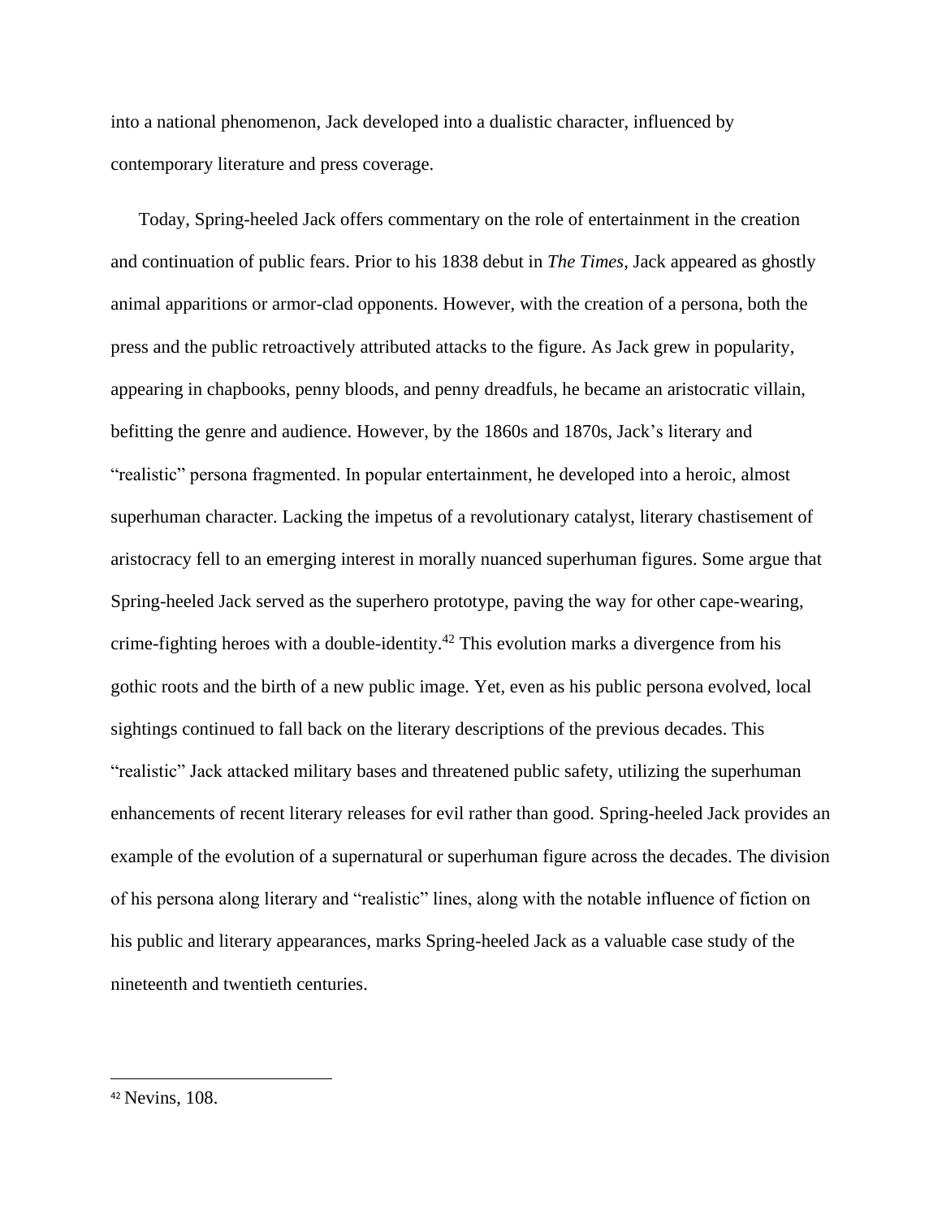into a national phenomenon, Jack developed into a dualistic character, influenced by contemporary literature and press coverage.

Today, Spring-heeled Jack offers commentary on the role of entertainment in the creation and continuation of public fears. Prior to his 1838 debut in *The Times*, Jack appeared as ghostly animal apparitions or armor-clad opponents. However, with the creation of a persona, both the press and the public retroactively attributed attacks to the figure. As Jack grew in popularity, appearing in chapbooks, penny bloods, and penny dreadfuls, he became an aristocratic villain, befitting the genre and audience. However, by the 1860s and 1870s, Jack's literary and "realistic" persona fragmented. In popular entertainment, he developed into a heroic, almost superhuman character. Lacking the impetus of a revolutionary catalyst, literary chastisement of aristocracy fell to an emerging interest in morally nuanced superhuman figures. Some argue that Spring-heeled Jack served as the superhero prototype, paving the way for other cape-wearing, crime-fighting heroes with a double-identity.[42] This evolution marks a divergence from his gothic roots and the birth of a new public image. Yet, even as his public persona evolved, local sightings continued to fall back on the literary descriptions of the previous decades. This "realistic" Jack attacked military bases and threatened public safety, utilizing the superhuman enhancements of recent literary releases for evil rather than good. Spring-heeled Jack provides an example of the evolution of a supernatural or superhuman figure across the decades. The division of his persona along literary and "realistic" lines, along with the notable influence of fiction on his public and literary appearances, marks Spring-heeled Jack as a valuable case study of the nineteenth and twentieth centuries.

---

[42] Nevins, 108.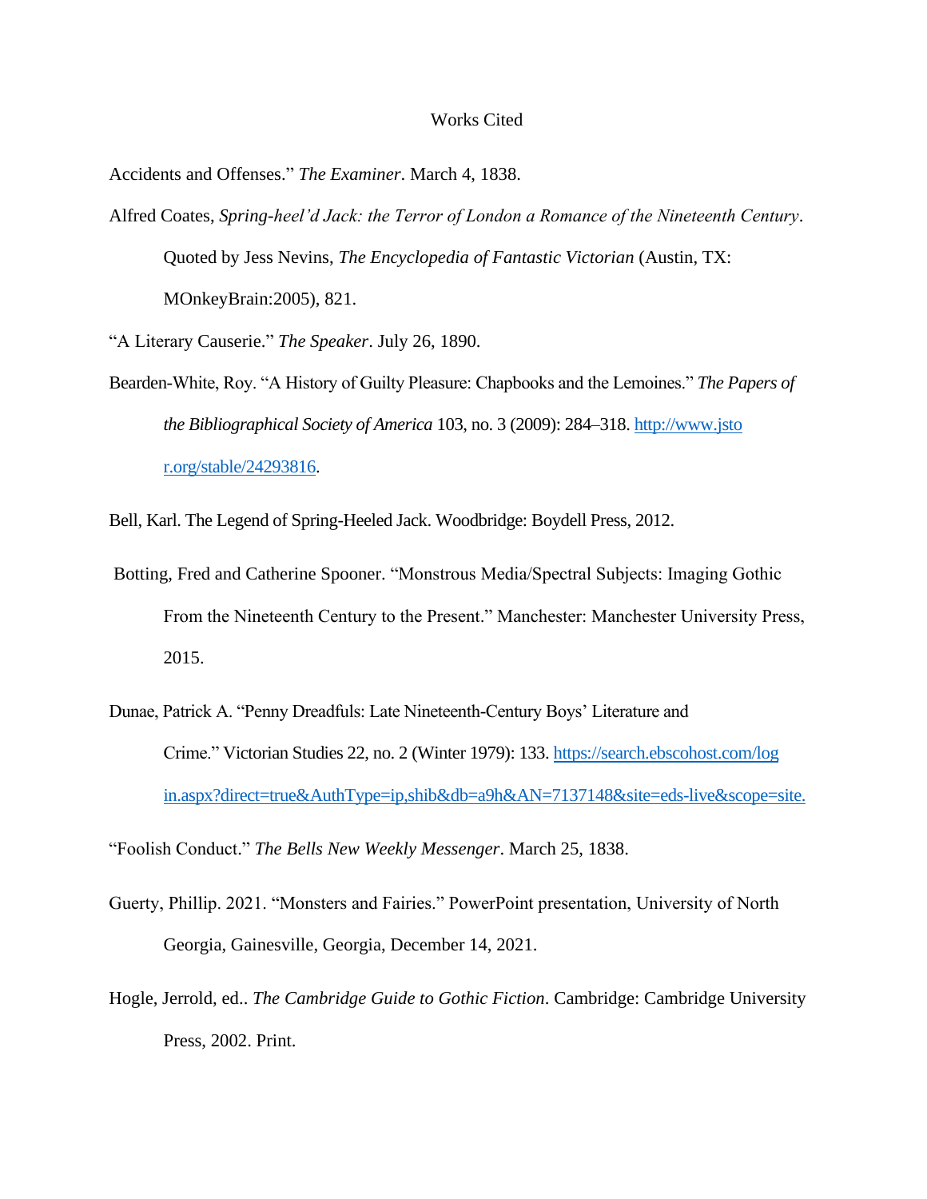# Works Cited

Accidents and Offenses." *The Examiner*. March 4, 1838.

Alfred Coates, *Spring-heel'd Jack: the Terror of London a Romance of the Nineteenth Century*. Quoted by Jess Nevins, *The Encyclopedia of Fantastic Victorian* (Austin, TX: MOnkeyBrain:2005), 821.

"A Literary Causerie." *The Speaker*. July 26, 1890.

Bearden-White, Roy. "A History of Guilty Pleasure: Chapbooks and the Lemoines." *The Papers of the Bibliographical Society of America* 103, no. 3 (2009): 284–318. http://www.jstor.org/stable/24293816.

Bell, Karl. The Legend of Spring-Heeled Jack. Woodbridge: Boydell Press, 2012.

Botting, Fred and Catherine Spooner. "Monstrous Media/Spectral Subjects: Imaging Gothic From the Nineteenth Century to the Present." Manchester: Manchester University Press, 2015.

Dunae, Patrick A. "Penny Dreadfuls: Late Nineteenth-Century Boys' Literature and Crime." Victorian Studies 22, no. 2 (Winter 1979): 133. https://search.ebscohost.com/login.aspx?direct=true&AuthType=ip,shib&db=a9h&AN=7137148&site=eds-live&scope=site.

"Foolish Conduct." *The Bells New Weekly Messenger*. March 25, 1838.

Guerty, Phillip. 2021. "Monsters and Fairies." PowerPoint presentation, University of North Georgia, Gainesville, Georgia, December 14, 2021.

Hogle, Jerrold, ed.. *The Cambridge Guide to Gothic Fiction*. Cambridge: Cambridge University Press, 2002. Print.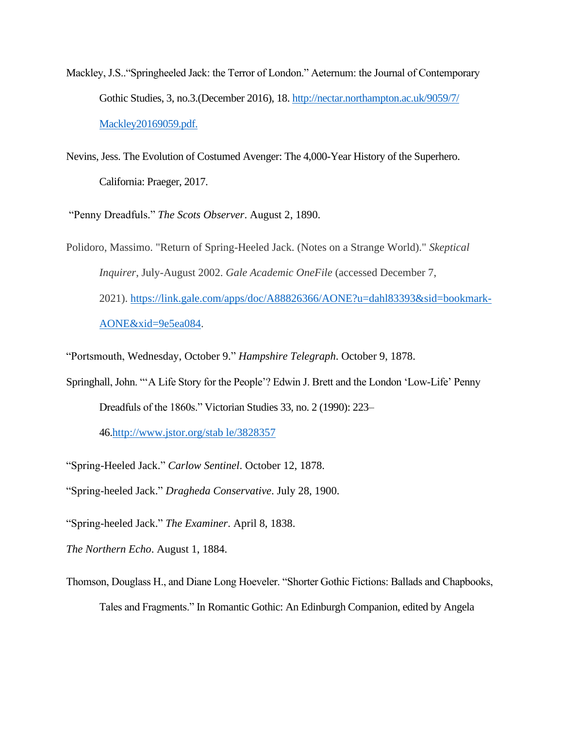Mackley, J.S..“Springheeled Jack: the Terror of London.” Aeternum: the Journal of Contemporary Gothic Studies, 3, no.3.(December 2016), 18. http://nectar.northampton.ac.uk/9059/7/Mackley20169059.pdf.

Nevins, Jess. The Evolution of Costumed Avenger: The 4,000-Year History of the Superhero. California: Praeger, 2017.

“Penny Dreadfuls.” *The Scots Observer*. August 2, 1890.

Polidoro, Massimo. "Return of Spring-Heeled Jack. (Notes on a Strange World)." *Skeptical Inquirer*, July-August 2002. *Gale Academic OneFile* (accessed December 7, 2021). https://link.gale.com/apps/doc/A88826366/AONE?u=dahl83393&sid=bookmark-AONE&xid=9e5ea084.

“Portsmouth, Wednesday, October 9.” *Hampshire Telegraph*. October 9, 1878.

Springhall, John. “‘A Life Story for the People’? Edwin J. Brett and the London ‘Low-Life’ Penny Dreadfuls of the 1860s.” Victorian Studies 33, no. 2 (1990): 223–46.http://www.jstor.org/stab le/3828357

“Spring-Heeled Jack.” *Carlow Sentinel*. October 12, 1878.

“Spring-heeled Jack.” *Dragheda Conservative*. July 28, 1900.

“Spring-heeled Jack.” *The Examiner*. April 8, 1838.

*The Northern Echo*. August 1, 1884.

Thomson, Douglass H., and Diane Long Hoeveler. “Shorter Gothic Fictions: Ballads and Chapbooks, Tales and Fragments.” In Romantic Gothic: An Edinburgh Companion, edited by Angela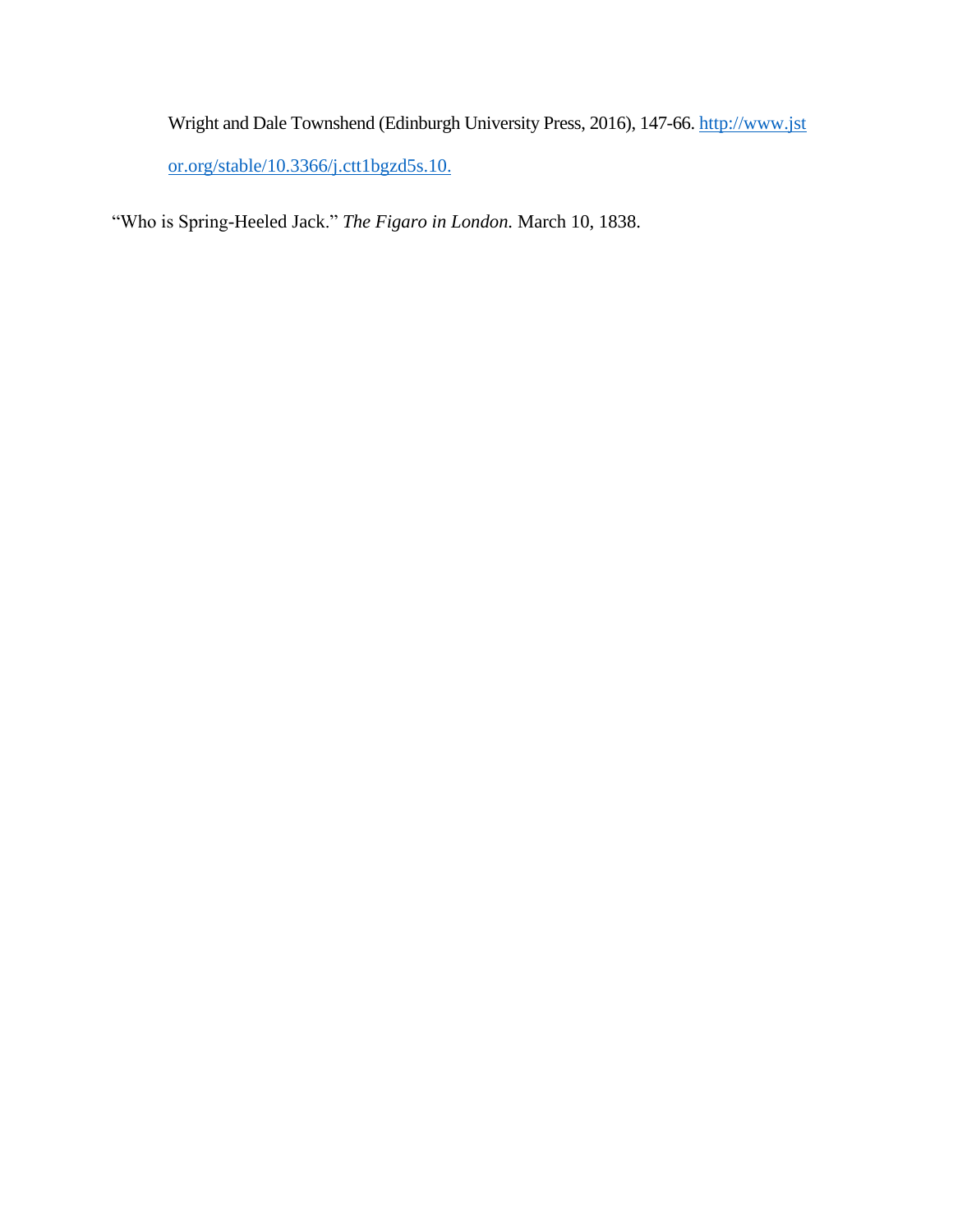Wright and Dale Townshend (Edinburgh University Press, 2016), 147-66. http://www.jstor.org/stable/10.3366/j.ctt1bgzd5s.10.

"Who is Spring-Heeled Jack." *The Figaro in London.* March 10, 1838.